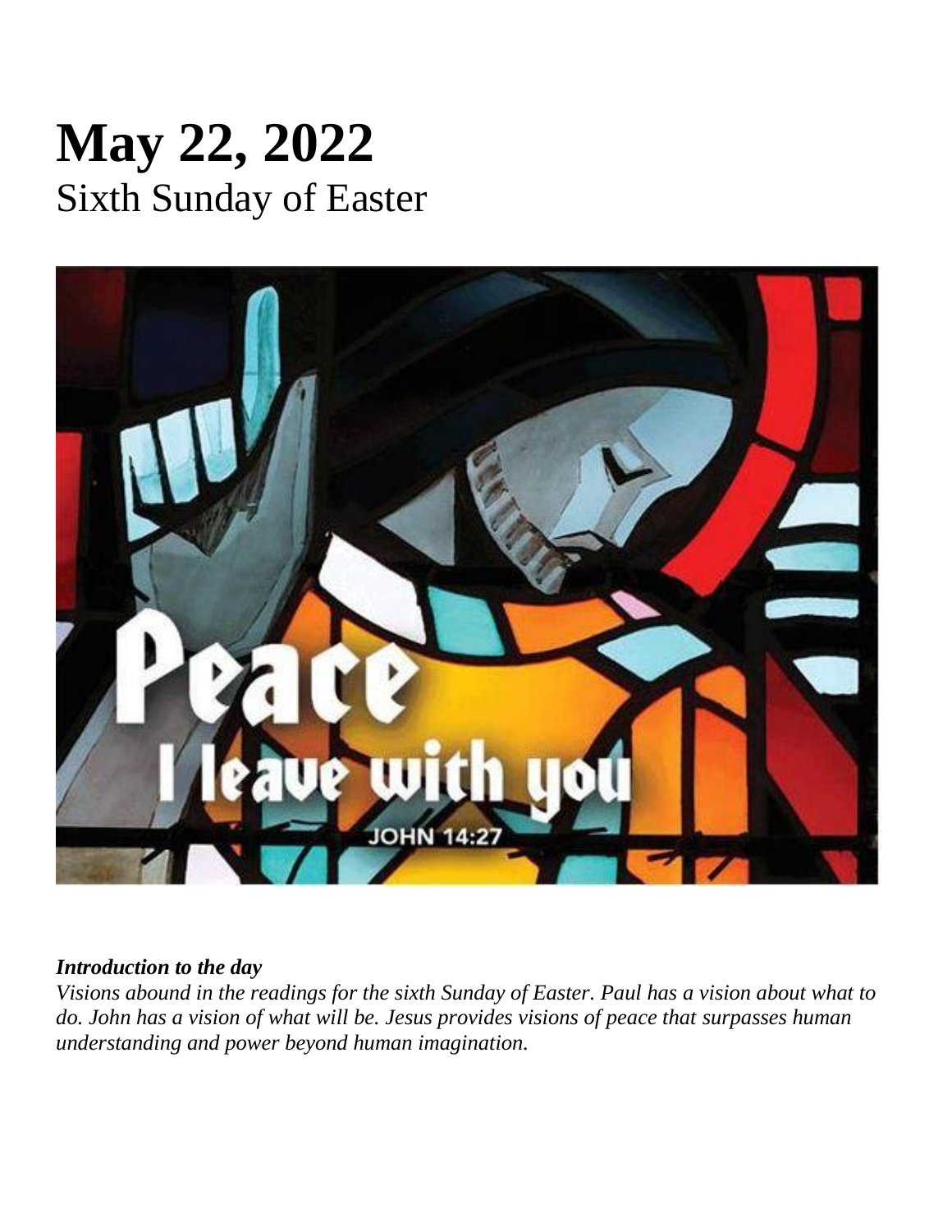# May 22, 2022
## Sixth Sunday of Easter

***Introduction to the day***

*Visions abound in the readings for the sixth Sunday of Easter. Paul has a vision about what to do. John has a vision of what will be. Jesus provides visions of peace that surpasses human understanding and power beyond human imagination.*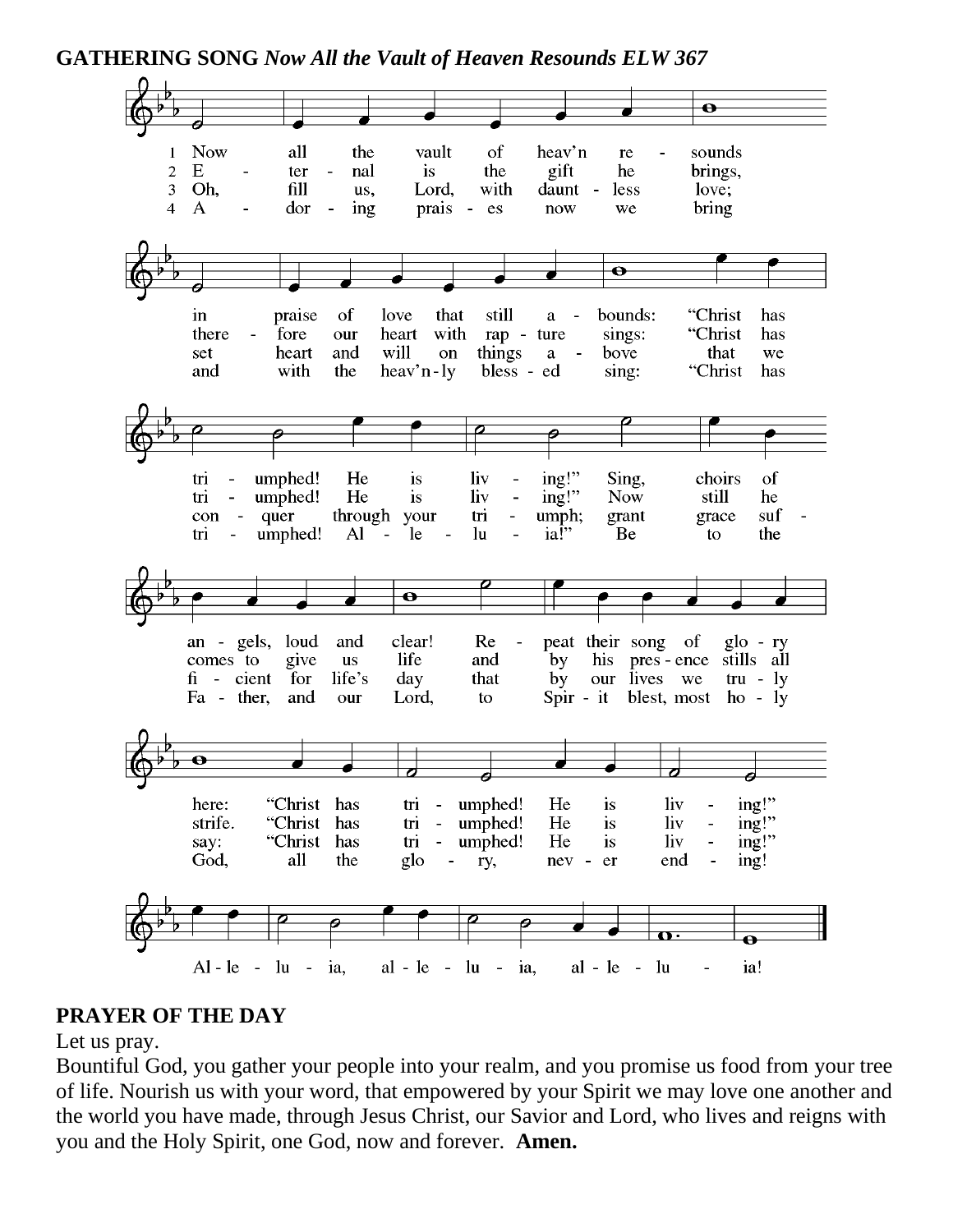**GATHERING SONG** ***Now All the Vault of Heaven Resounds ELW 367***

1 Now all the vault of heav'n resounds in praise of love that still abounds: "Christ has triumphed! He is living!" Sing, choirs of angels, loud and clear! Repeat their song of glory here: "Christ has triumphed! He is living!" Alleluia, alleluia, alleluia!

2 Eternal is the gift he brings, therefore our heart with rapture sings: "Christ has triumphed! He is living!" Now still he comes to give us life and by his presence stills all strife. "Christ has triumphed! He is living!" Alleluia, alleluia, alleluia!

3 Oh, fill us, Lord, with dauntless love; set heart and will on things above that we conquer through your triumph; grant grace sufficient for life's day that by our lives we truly say: "Christ has triumphed! He is living!" Alleluia, alleluia, alleluia!

4 Adoring praises now we bring and with the heav'nly blessed sing: "Christ has triumphed! Alleluia!" Be to the Father, and our Lord, to Spirit blest, most holy God, all the glory, never ending! Alleluia, alleluia, alleluia!

**PRAYER OF THE DAY**

Let us pray.

Bountiful God, you gather your people into your realm, and you promise us food from your tree of life. Nourish us with your word, that empowered by your Spirit we may love one another and the world you have made, through Jesus Christ, our Savior and Lord, who lives and reigns with you and the Holy Spirit, one God, now and forever. **Amen.**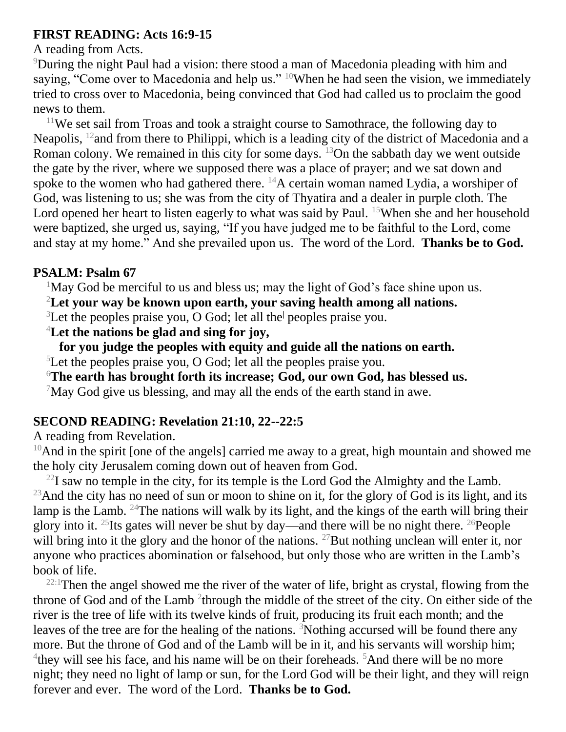**FIRST READING: Acts 16:9-15**

A reading from Acts.

[9]During the night Paul had a vision: there stood a man of Macedonia pleading with him and saying, "Come over to Macedonia and help us." [10]When he had seen the vision, we immediately tried to cross over to Macedonia, being convinced that God had called us to proclaim the good news to them.

[11]We set sail from Troas and took a straight course to Samothrace, the following day to Neapolis, [12]and from there to Philippi, which is a leading city of the district of Macedonia and a Roman colony. We remained in this city for some days. [13]On the sabbath day we went outside the gate by the river, where we supposed there was a place of prayer; and we sat down and spoke to the women who had gathered there. [14]A certain woman named Lydia, a worshiper of God, was listening to us; she was from the city of Thyatira and a dealer in purple cloth. The Lord opened her heart to listen eagerly to what was said by Paul. [15]When she and her household were baptized, she urged us, saying, "If you have judged me to be faithful to the Lord, come and stay at my home." And she prevailed upon us. The word of the Lord. **Thanks be to God.**

**PSALM: Psalm 67**

[1]May God be merciful to us and bless us; may the light of God's face shine upon us.

[2]**Let your way be known upon earth, your saving health among all nations.**

[3]Let the peoples praise you, O God; let all the peoples praise you.

[4]**Let the nations be glad and sing for joy,**
**for you judge the peoples with equity and guide all the nations on earth.**

[5]Let the peoples praise you, O God; let all the peoples praise you.

[6]**The earth has brought forth its increase; God, our own God, has blessed us.**

[7]May God give us blessing, and may all the ends of the earth stand in awe.

**SECOND READING: Revelation 21:10, 22--22:5**

A reading from Revelation.

[10]And in the spirit [one of the angels] carried me away to a great, high mountain and showed me the holy city Jerusalem coming down out of heaven from God.

[22]I saw no temple in the city, for its temple is the Lord God the Almighty and the Lamb. [23]And the city has no need of sun or moon to shine on it, for the glory of God is its light, and its lamp is the Lamb. [24]The nations will walk by its light, and the kings of the earth will bring their glory into it. [25]Its gates will never be shut by day—and there will be no night there. [26]People will bring into it the glory and the honor of the nations. [27]But nothing unclean will enter it, nor anyone who practices abomination or falsehood, but only those who are written in the Lamb's book of life.

[22:1]Then the angel showed me the river of the water of life, bright as crystal, flowing from the throne of God and of the Lamb [2]through the middle of the street of the city. On either side of the river is the tree of life with its twelve kinds of fruit, producing its fruit each month; and the leaves of the tree are for the healing of the nations. [3]Nothing accursed will be found there any more. But the throne of God and of the Lamb will be in it, and his servants will worship him; [4]they will see his face, and his name will be on their foreheads. [5]And there will be no more night; they need no light of lamp or sun, for the Lord God will be their light, and they will reign forever and ever. The word of the Lord. **Thanks be to God.**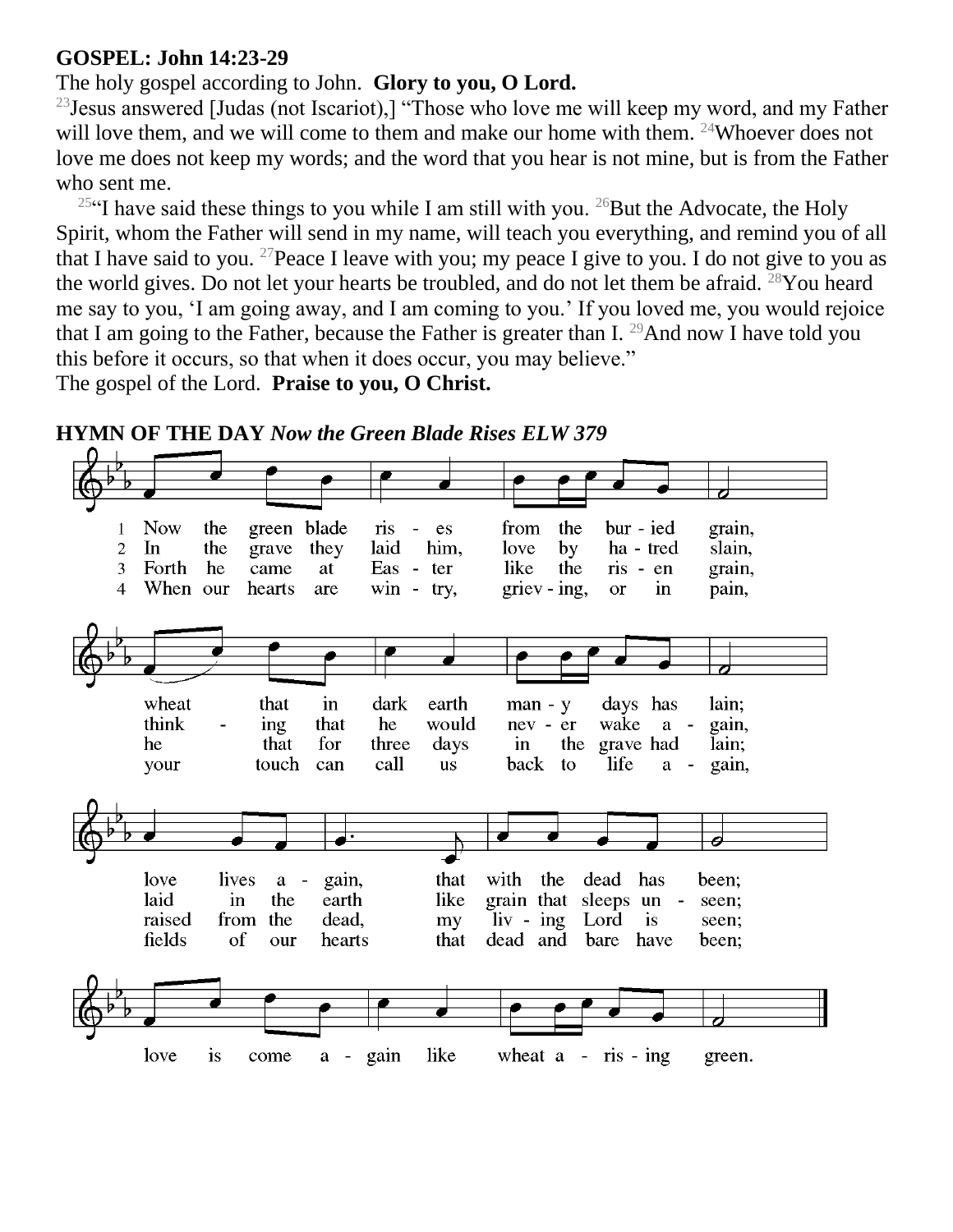**GOSPEL: John 14:23-29**

The holy gospel according to John. **Glory to you, O Lord.**

[23]Jesus answered [Judas (not Iscariot),] "Those who love me will keep my word, and my Father will love them, and we will come to them and make our home with them. [24]Whoever does not love me does not keep my words; and the word that you hear is not mine, but is from the Father who sent me.

[25]"I have said these things to you while I am still with you. [26]But the Advocate, the Holy Spirit, whom the Father will send in my name, will teach you everything, and remind you of all that I have said to you. [27]Peace I leave with you; my peace I give to you. I do not give to you as the world gives. Do not let your hearts be troubled, and do not let them be afraid. [28]You heard me say to you, 'I am going away, and I am coming to you.' If you loved me, you would rejoice that I am going to the Father, because the Father is greater than I. [29]And now I have told you this before it occurs, so that when it does occur, you may believe."

The gospel of the Lord. **Praise to you, O Christ.**

**HYMN OF THE DAY** ***Now the Green Blade Rises ELW 379***

1 Now the green blade rises from the buried grain,
wheat that in dark earth many days has lain;
love lives again, that with the dead has been;
love is come again like wheat arising green.

2 In the grave they laid him, love by hatred slain,
thinking that he would never wake again,
laid in the earth like grain that sleeps unseen;
love is come again like wheat arising green.

3 Forth he came at Easter, like the risen grain,
he that for three days in the grave had lain;
raised from the dead, my living Lord is seen;
love is come again like wheat arising green.

4 When our hearts are wintry, grieving, or in pain,
your touch can call us back to life again,
fields of our hearts that dead and bare have been;
love is come again like wheat arising green.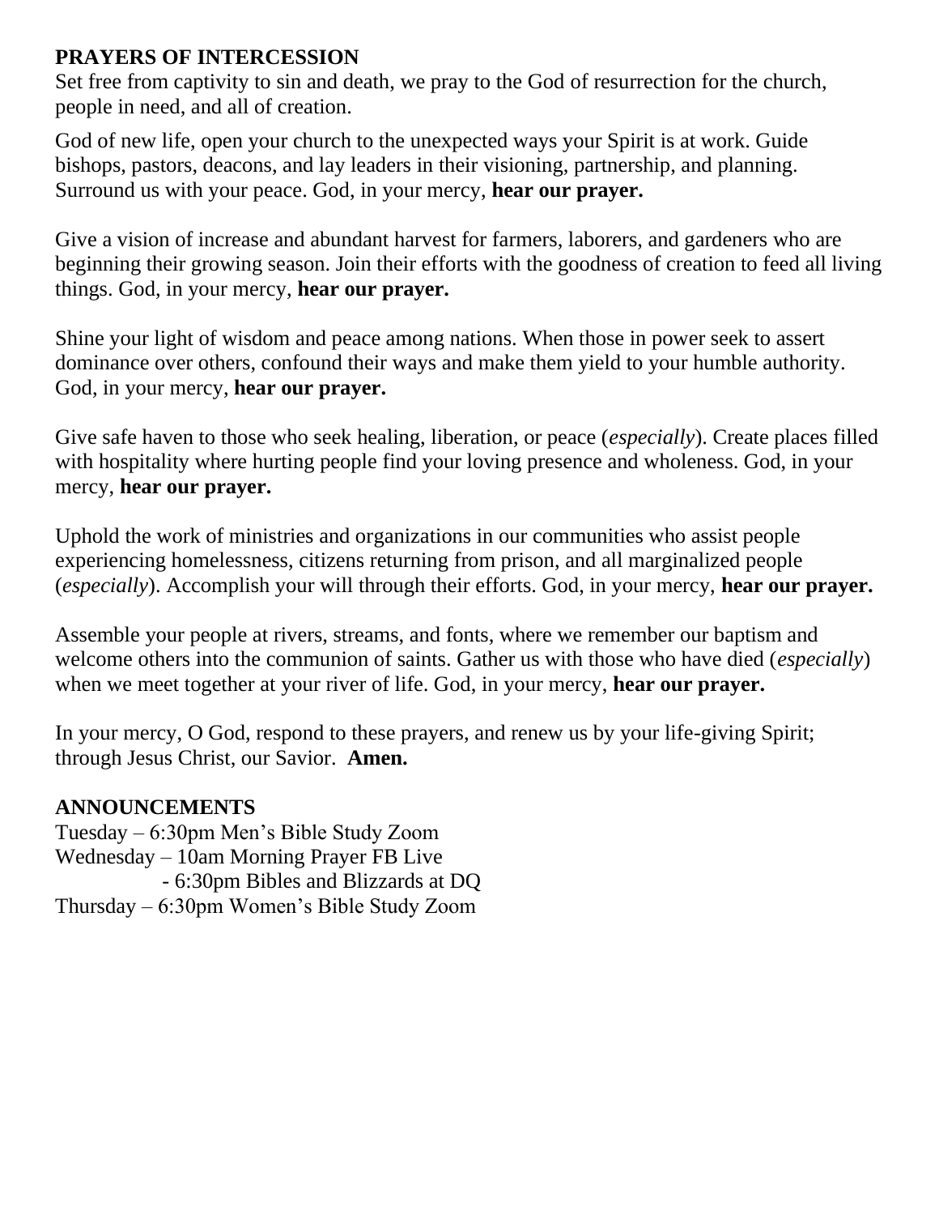**PRAYERS OF INTERCESSION**

Set free from captivity to sin and death, we pray to the God of resurrection for the church, people in need, and all of creation.

God of new life, open your church to the unexpected ways your Spirit is at work. Guide bishops, pastors, deacons, and lay leaders in their visioning, partnership, and planning. Surround us with your peace. God, in your mercy, **hear our prayer.**

Give a vision of increase and abundant harvest for farmers, laborers, and gardeners who are beginning their growing season. Join their efforts with the goodness of creation to feed all living things. God, in your mercy, **hear our prayer.**

Shine your light of wisdom and peace among nations. When those in power seek to assert dominance over others, confound their ways and make them yield to your humble authority. God, in your mercy, **hear our prayer.**

Give safe haven to those who seek healing, liberation, or peace (*especially*). Create places filled with hospitality where hurting people find your loving presence and wholeness. God, in your mercy, **hear our prayer.**

Uphold the work of ministries and organizations in our communities who assist people experiencing homelessness, citizens returning from prison, and all marginalized people (*especially*). Accomplish your will through their efforts. God, in your mercy, **hear our prayer.**

Assemble your people at rivers, streams, and fonts, where we remember our baptism and welcome others into the communion of saints. Gather us with those who have died (*especially*) when we meet together at your river of life. God, in your mercy, **hear our prayer.**

In your mercy, O God, respond to these prayers, and renew us by your life-giving Spirit; through Jesus Christ, our Savior. **Amen.**

**ANNOUNCEMENTS**

Tuesday – 6:30pm Men's Bible Study Zoom
Wednesday – 10am Morning Prayer FB Live
- 6:30pm Bibles and Blizzards at DQ

Thursday – 6:30pm Women's Bible Study Zoom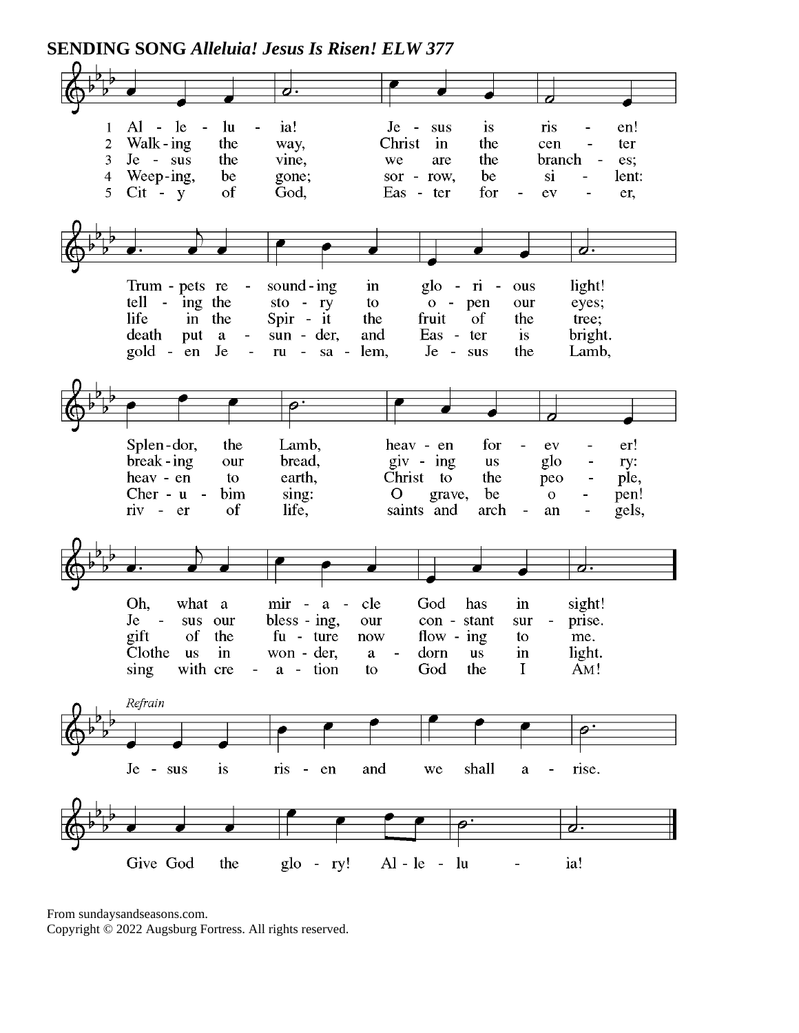**SENDING SONG** ***Alleluia! Jesus Is Risen! ELW 377***

1 Al - le - lu - ia! Je - sus is ris - en!
Trum - pets re - sound - ing in glo - ri - ous light!
Splen - dor, the Lamb, heav - en for - ev - er!
Oh, what a mir - a - cle God has in sight!

2 Walk - ing the way, Christ in the cen - ter
tell - ing the sto - ry to o - pen our eyes;
break - ing our bread, giv - ing us glo - ry:
Je - sus our bless - ing, our con - stant sur - prise.

3 Je - sus the vine, we are the branch - es;
life in the Spir - it the fruit of the tree;
heav - en to earth, Christ to the peo - ple,
gift of the fu - ture now flow - ing to me.

4 Weep - ing, be gone; sor - row, be si - lent:
death put a - sun - der, and Eas - ter is bright.
Cher - u - bim sing: O grave, be o - pen!
Clothe us in won - der, a - dorn us in light.

5 Cit - y of God, Eas - ter for - ev - er,
gold - en Je - ru - sa - lem, Je - sus the Lamb,
riv - er of life, saints and arch - an - gels,
sing with cre - a - tion to God the I AM!

*Refrain*

Je - sus is ris - en and we shall a - rise.
Give God the glo - ry! Al - le - lu - ia!

From sundaysandseasons.com.
Copyright © 2022 Augsburg Fortress. All rights reserved.